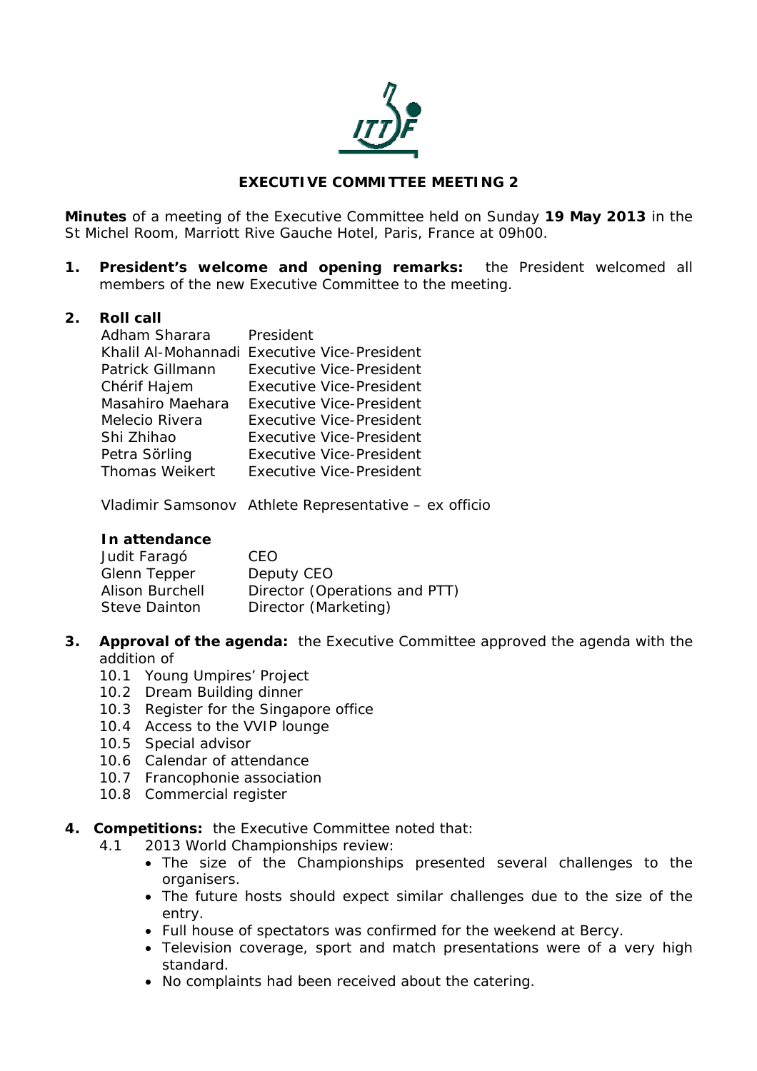# EXECUTIVE COMMITTEE MEETING 2

**Minutes** of a meeting of the Executive Committee held on Sunday **19 May 2013** in the St Michel Room, Marriott Rive Gauche Hotel, Paris, France at 09h00.

1. **President's welcome and opening remarks:** the President welcomed all members of the new Executive Committee to the meeting.

2. **Roll call**

| | |
|---|---|
| Adham Sharara | President |
| Khalil Al-Mohannadi | Executive Vice-President |
| Patrick Gillmann | Executive Vice-President |
| Chérif Hajem | Executive Vice-President |
| Masahiro Maehara | Executive Vice-President |
| Melecio Rivera | Executive Vice-President |
| Shi Zhihao | Executive Vice-President |
| Petra Sörling | Executive Vice-President |
| Thomas Weikert | Executive Vice-President |
| Vladimir Samsonov | Athlete Representative – ex officio |

**In attendance**

| | |
|---|---|
| Judit Faragó | CEO |
| Glenn Tepper | Deputy CEO |
| Alison Burchell | Director (Operations and PTT) |
| Steve Dainton | Director (Marketing) |

3. **Approval of the agenda:** the Executive Committee approved the agenda with the addition of
   - 10.1 Young Umpires' Project
   - 10.2 Dream Building dinner
   - 10.3 Register for the Singapore office
   - 10.4 Access to the VVIP lounge
   - 10.5 Special advisor
   - 10.6 Calendar of attendance
   - 10.7 Francophonie association
   - 10.8 Commercial register

4. **Competitions:** the Executive Committee noted that:
   - 4.1 2013 World Championships review:
     - The size of the Championships presented several challenges to the organisers.
     - The future hosts should expect similar challenges due to the size of the entry.
     - Full house of spectators was confirmed for the weekend at Bercy.
     - Television coverage, sport and match presentations were of a very high standard.
     - No complaints had been received about the catering.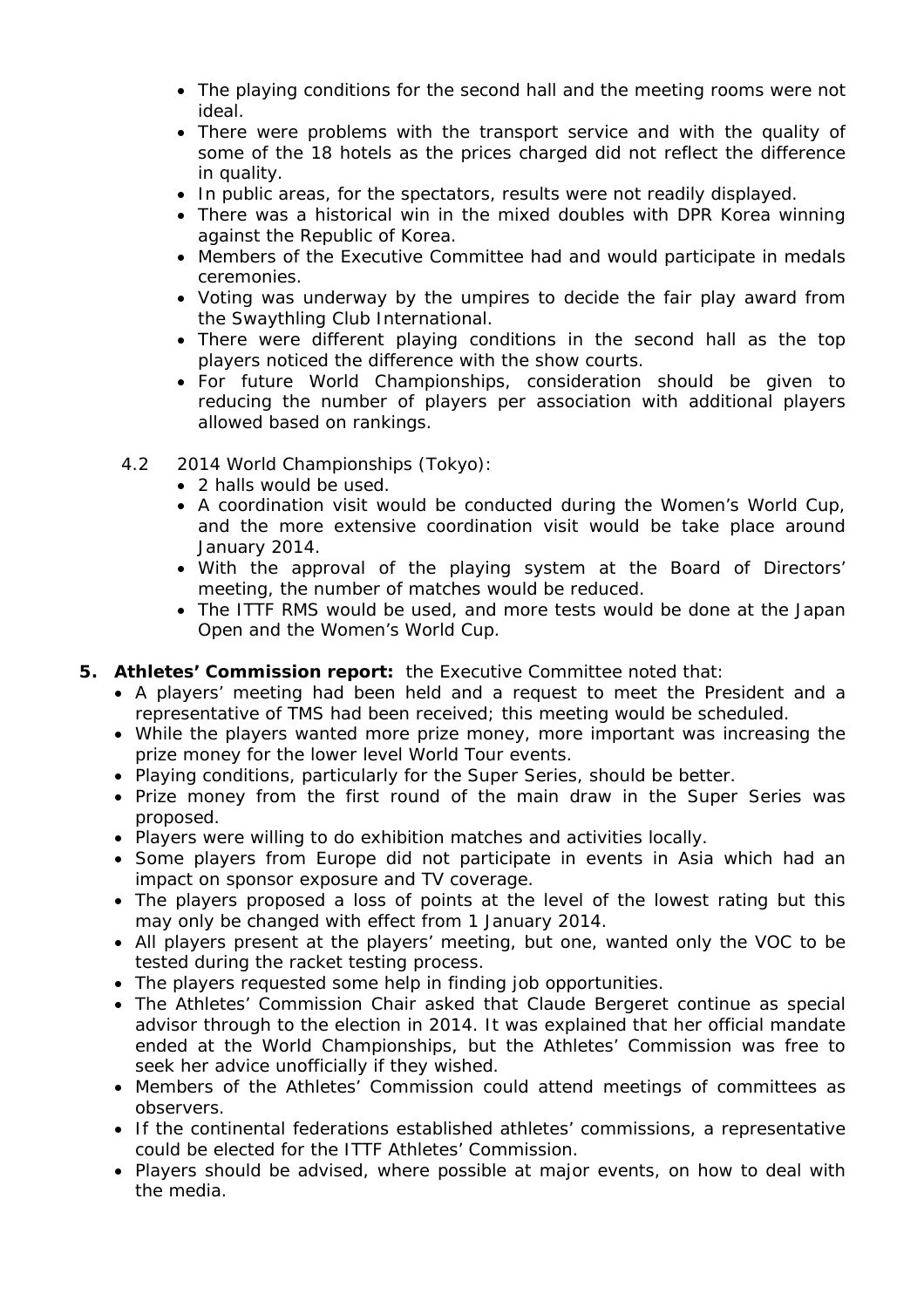- The playing conditions for the second hall and the meeting rooms were not ideal.
- There were problems with the transport service and with the quality of some of the 18 hotels as the prices charged did not reflect the difference in quality.
- In public areas, for the spectators, results were not readily displayed.
- There was a historical win in the mixed doubles with DPR Korea winning against the Republic of Korea.
- Members of the Executive Committee had and would participate in medals ceremonies.
- Voting was underway by the umpires to decide the fair play award from the Swaythling Club International.
- There were different playing conditions in the second hall as the top players noticed the difference with the show courts.
- For future World Championships, consideration should be given to reducing the number of players per association with additional players allowed based on rankings.

4.2 2014 World Championships (Tokyo):

- 2 halls would be used.
- A coordination visit would be conducted during the Women's World Cup, and the more extensive coordination visit would be take place around January 2014.
- With the approval of the playing system at the Board of Directors' meeting, the number of matches would be reduced.
- The ITTF RMS would be used, and more tests would be done at the Japan Open and the Women's World Cup.

5. **Athletes' Commission report:** the Executive Committee noted that:
   - A players' meeting had been held and a request to meet the President and a representative of TMS had been received; this meeting would be scheduled.
   - While the players wanted more prize money, more important was increasing the prize money for the lower level World Tour events.
   - Playing conditions, particularly for the Super Series, should be better.
   - Prize money from the first round of the main draw in the Super Series was proposed.
   - Players were willing to do exhibition matches and activities locally.
   - Some players from Europe did not participate in events in Asia which had an impact on sponsor exposure and TV coverage.
   - The players proposed a loss of points at the level of the lowest rating but this may only be changed with effect from 1 January 2014.
   - All players present at the players' meeting, but one, wanted only the VOC to be tested during the racket testing process.
   - The players requested some help in finding job opportunities.
   - The Athletes' Commission Chair asked that Claude Bergeret continue as special advisor through to the election in 2014. It was explained that her official mandate ended at the World Championships, but the Athletes' Commission was free to seek her advice unofficially if they wished.
   - Members of the Athletes' Commission could attend meetings of committees as observers.
   - If the continental federations established athletes' commissions, a representative could be elected for the ITTF Athletes' Commission.
   - Players should be advised, where possible at major events, on how to deal with the media.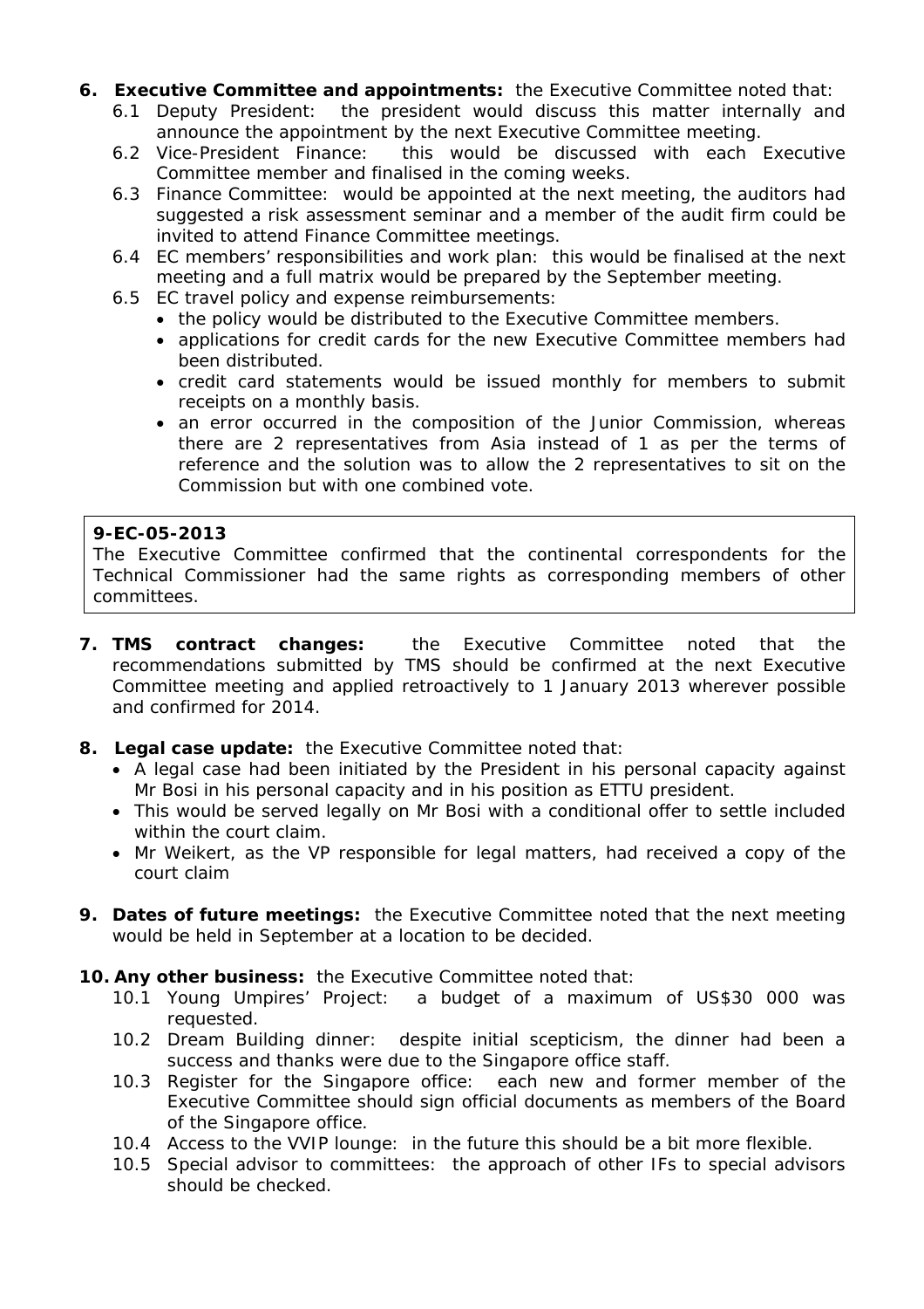6. **Executive Committee and appointments:** the Executive Committee noted that:
   - 6.1 Deputy President: the president would discuss this matter internally and announce the appointment by the next Executive Committee meeting.
   - 6.2 Vice-President Finance: this would be discussed with each Executive Committee member and finalised in the coming weeks.
   - 6.3 Finance Committee: would be appointed at the next meeting, the auditors had suggested a risk assessment seminar and a member of the audit firm could be invited to attend Finance Committee meetings.
   - 6.4 EC members' responsibilities and work plan: this would be finalised at the next meeting and a full matrix would be prepared by the September meeting.
   - 6.5 EC travel policy and expense reimbursements:
     - the policy would be distributed to the Executive Committee members.
     - applications for credit cards for the new Executive Committee members had been distributed.
     - credit card statements would be issued monthly for members to submit receipts on a monthly basis.
     - an error occurred in the composition of the Junior Commission, whereas there are 2 representatives from Asia instead of 1 as per the terms of reference and the solution was to allow the 2 representatives to sit on the Commission but with one combined vote.

> **9-EC-05-2013**
> The Executive Committee confirmed that the continental correspondents for the Technical Commissioner had the same rights as corresponding members of other committees.

7. **TMS contract changes:** the Executive Committee noted that the recommendations submitted by TMS should be confirmed at the next Executive Committee meeting and applied retroactively to 1 January 2013 wherever possible and confirmed for 2014.

8. **Legal case update:** the Executive Committee noted that:
   - A legal case had been initiated by the President in his personal capacity against Mr Bosi in his personal capacity and in his position as ETTU president.
   - This would be served legally on Mr Bosi with a conditional offer to settle included within the court claim.
   - Mr Weikert, as the VP responsible for legal matters, had received a copy of the court claim

9. **Dates of future meetings:** the Executive Committee noted that the next meeting would be held in September at a location to be decided.

10. **Any other business:** the Executive Committee noted that:
    - 10.1 Young Umpires' Project: a budget of a maximum of US$30 000 was requested.
    - 10.2 Dream Building dinner: despite initial scepticism, the dinner had been a success and thanks were due to the Singapore office staff.
    - 10.3 Register for the Singapore office: each new and former member of the Executive Committee should sign official documents as members of the Board of the Singapore office.
    - 10.4 Access to the VVIP lounge: in the future this should be a bit more flexible.
    - 10.5 Special advisor to committees: the approach of other IFs to special advisors should be checked.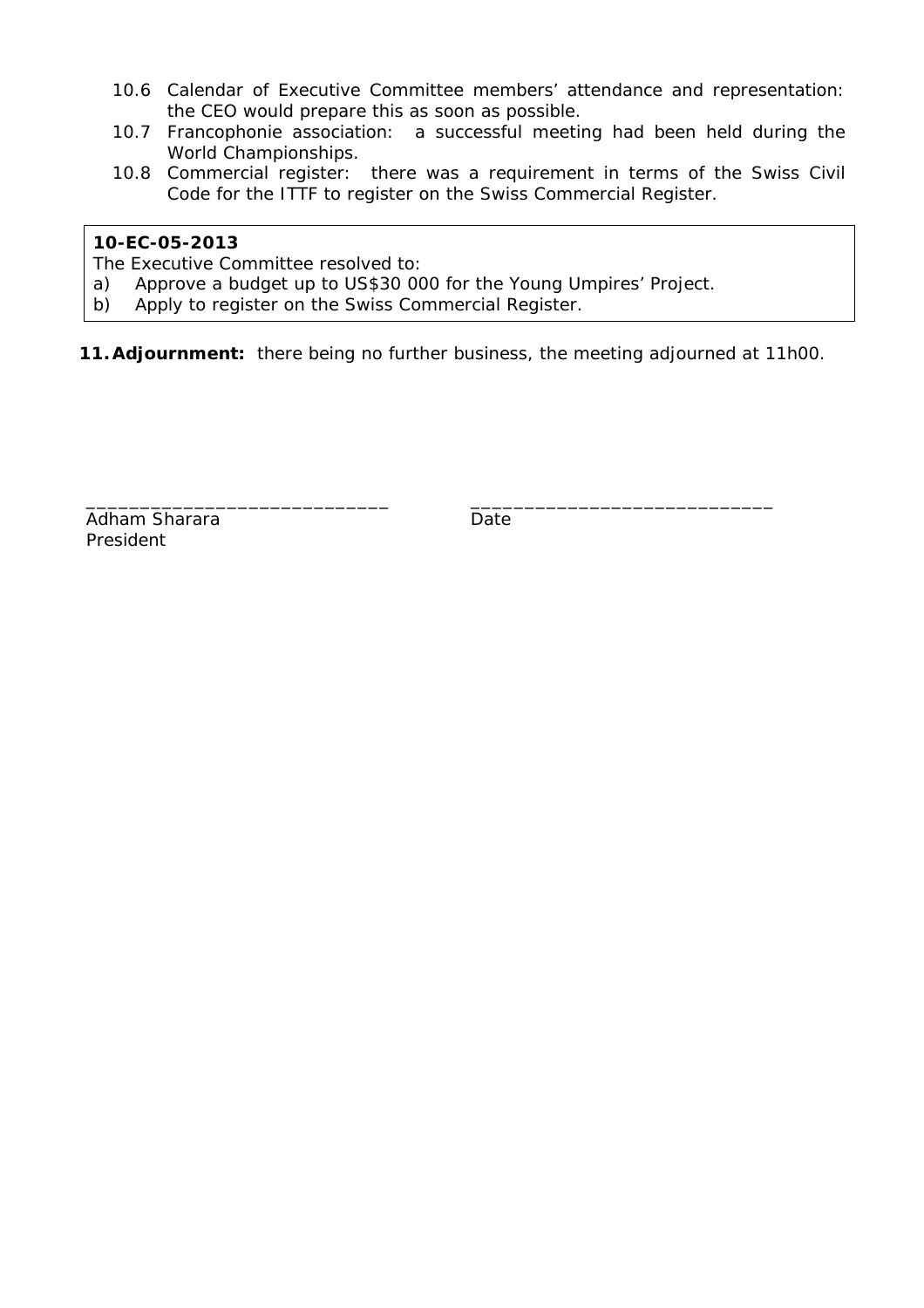10.6 Calendar of Executive Committee members' attendance and representation: the CEO would prepare this as soon as possible.

10.7 Francophonie association: a successful meeting had been held during the World Championships.

10.8 Commercial register: there was a requirement in terms of the Swiss Civil Code for the ITTF to register on the Swiss Commercial Register.

> **10-EC-05-2013**
> The Executive Committee resolved to:
> a) Approve a budget up to US$30 000 for the Young Umpires' Project.
> b) Apply to register on the Swiss Commercial Register.

**11. Adjournment:** there being no further business, the meeting adjourned at 11h00.

\_\_\_\_\_\_\_\_\_\_\_\_\_\_\_\_\_\_\_\_\_\_\_\_\_\_\_\_\_\_ &nbsp;&nbsp;&nbsp;&nbsp;&nbsp;&nbsp;&nbsp;&nbsp; \_\_\_\_\_\_\_\_\_\_\_\_\_\_\_\_\_\_\_\_\_\_\_\_\_\_\_\_\_\_

Adham Sharara — Date
President